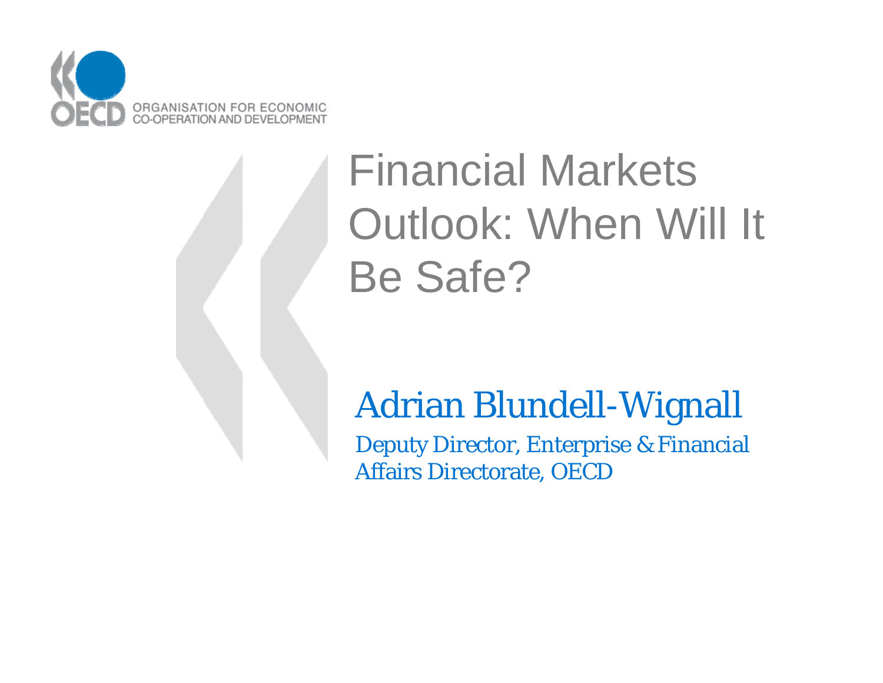ORGANISATION FOR ECONOMIC CO-OPERATION AND DEVELOPMENT

# Financial Markets Outlook: When Will It Be Safe?

**Adrian Blundell-Wignall**

Deputy Director, Enterprise & Financial Affairs Directorate, OECD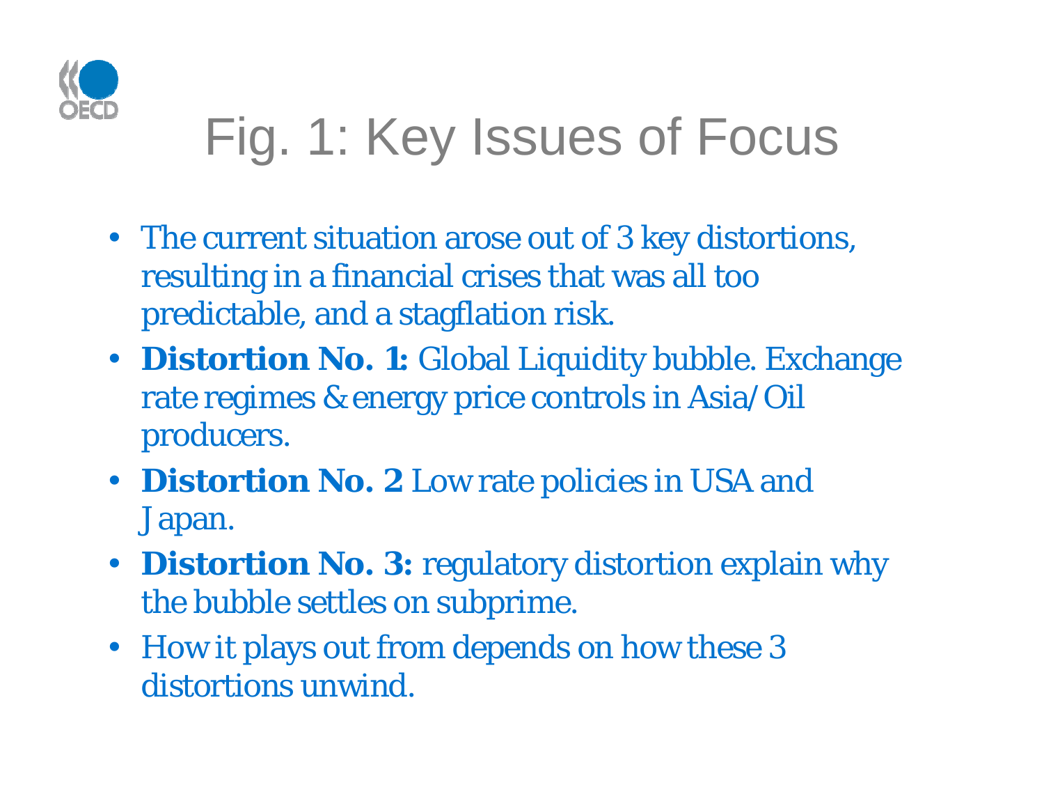# Fig. 1: Key Issues of Focus

- The current situation arose out of 3 key distortions, resulting in a financial crises that was all too predictable, and a stagflation risk.
- **Distortion No. 1:** Global Liquidity bubble. Exchange rate regimes & energy price controls in Asia/Oil producers.
- **Distortion No. 2** Low rate policies in USA and Japan.
- **Distortion No. 3:** regulatory distortion explain why the bubble settles on subprime.
- How it plays out from depends on how these 3 distortions unwind.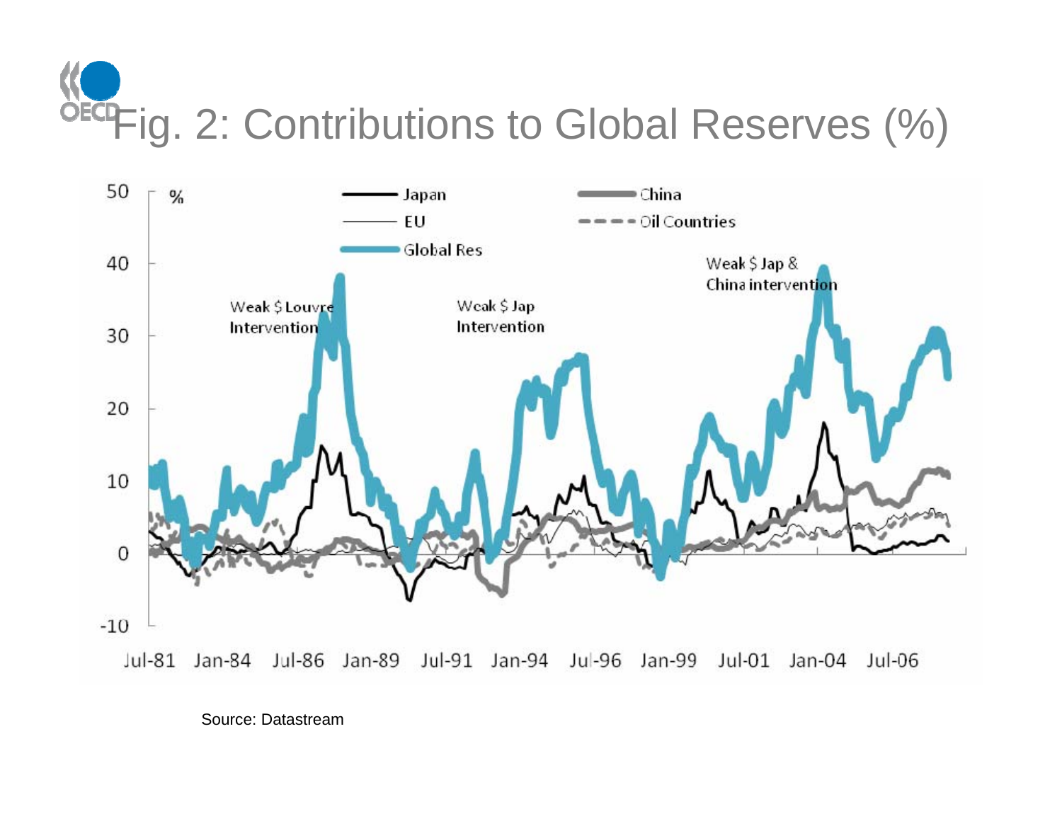# Fig. 2: Contributions to Global Reserves (%)

Source: Datastream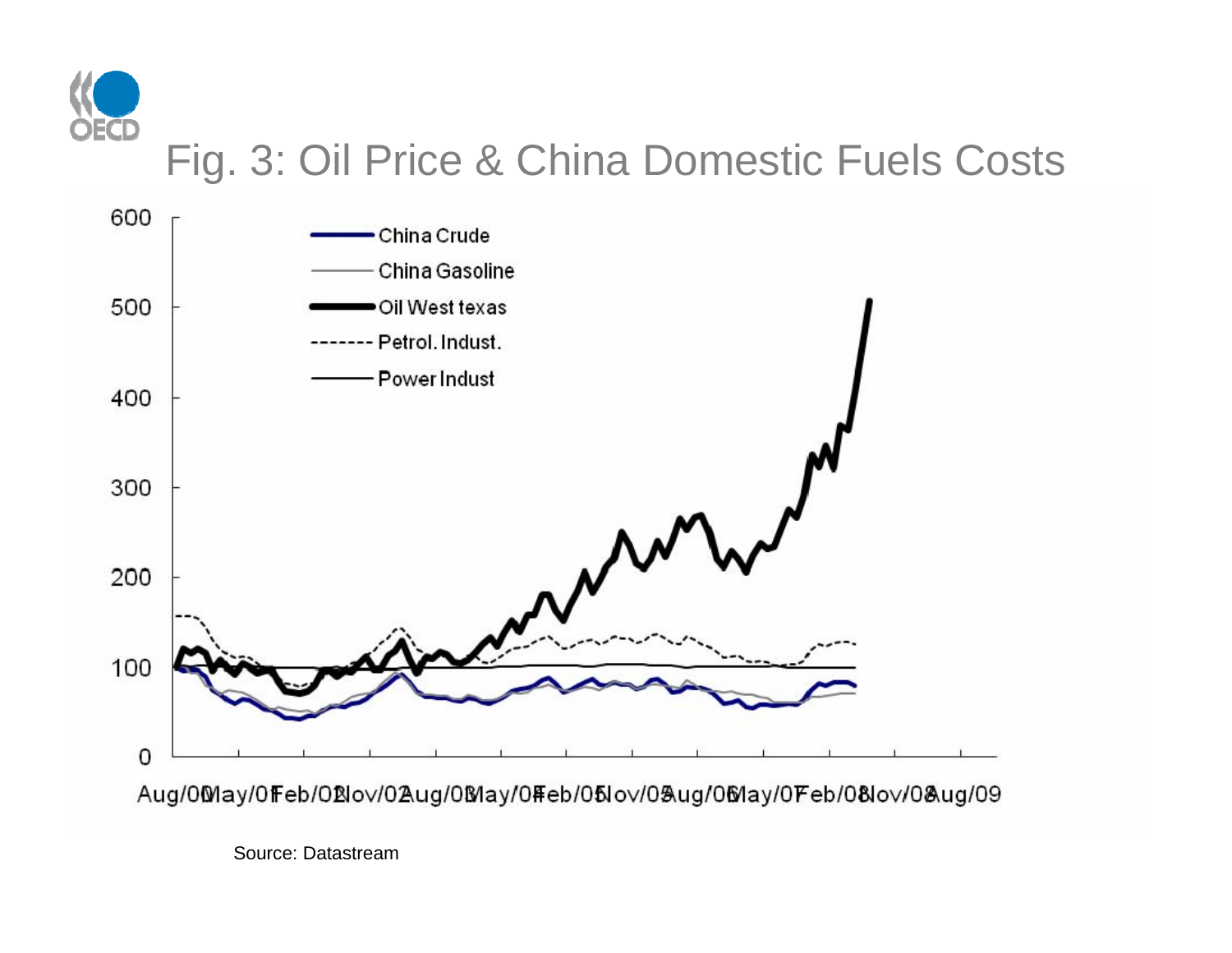# Fig. 3: Oil Price & China Domestic Fuels Costs

Source: Datastream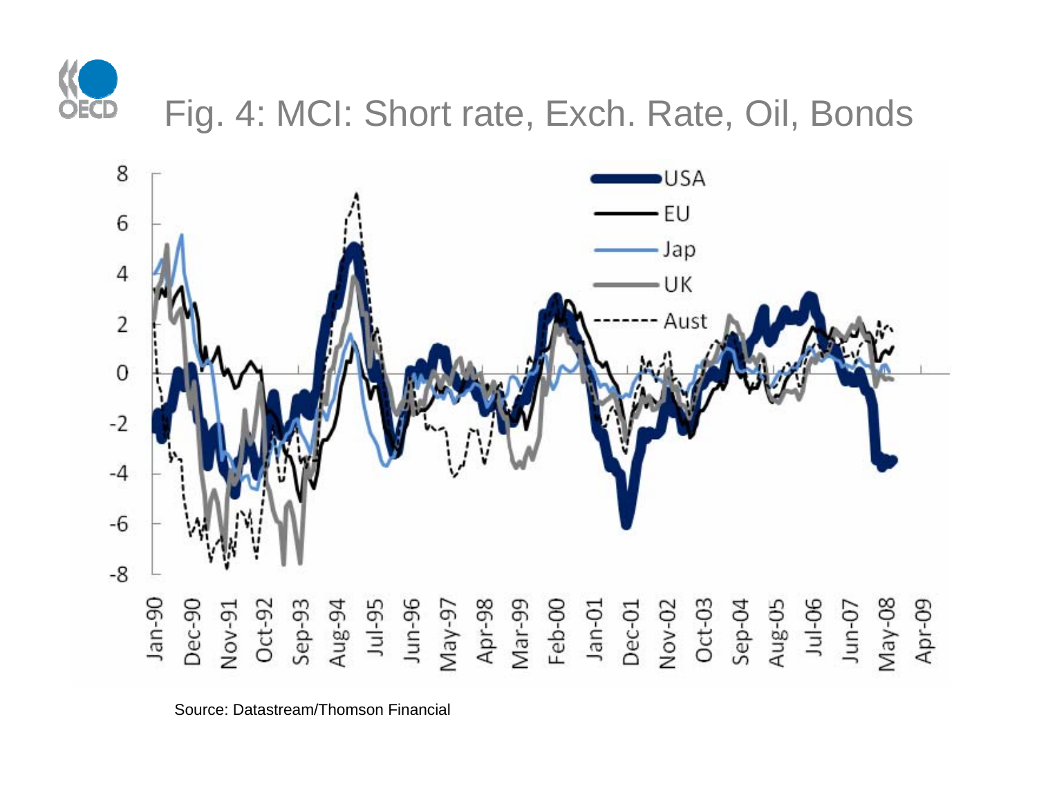# Fig. 4: MCI: Short rate, Exch. Rate, Oil, Bonds

Source: Datastream/Thomson Financial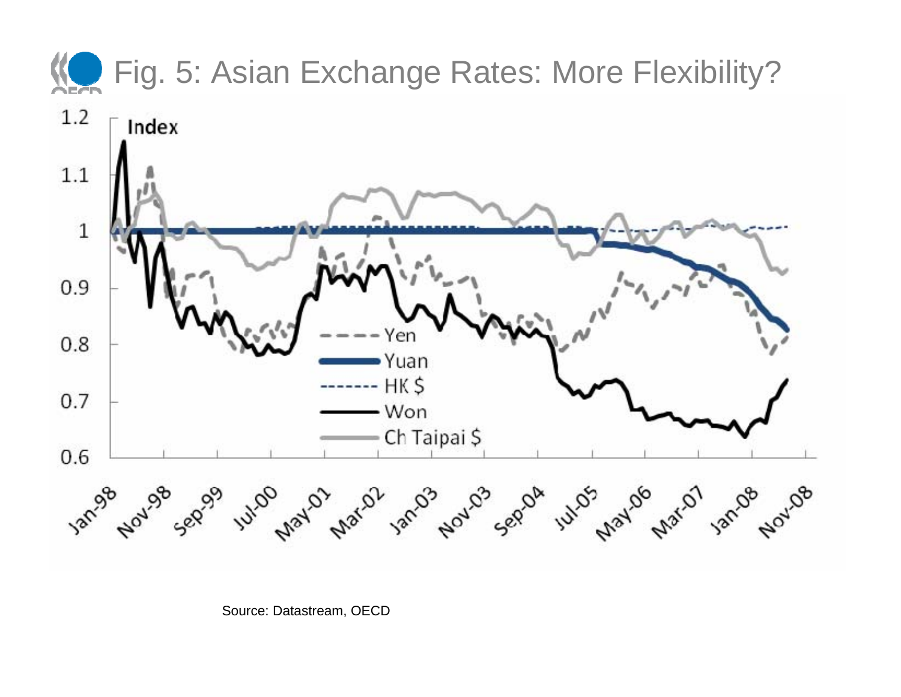# Fig. 5: Asian Exchange Rates: More Flexibility?

Source: Datastream, OECD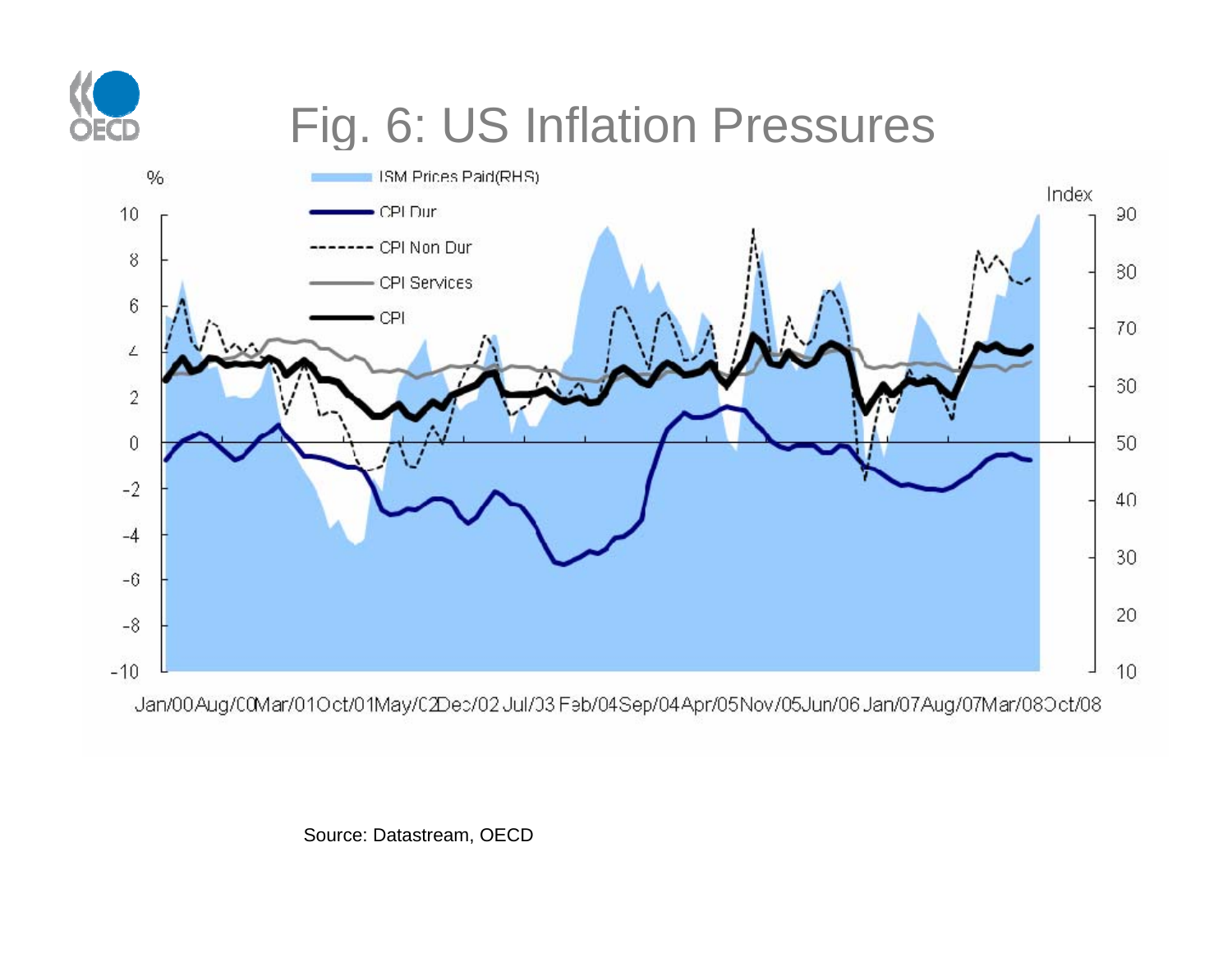# Fig. 6: US Inflation Pressures

Source: Datastream, OECD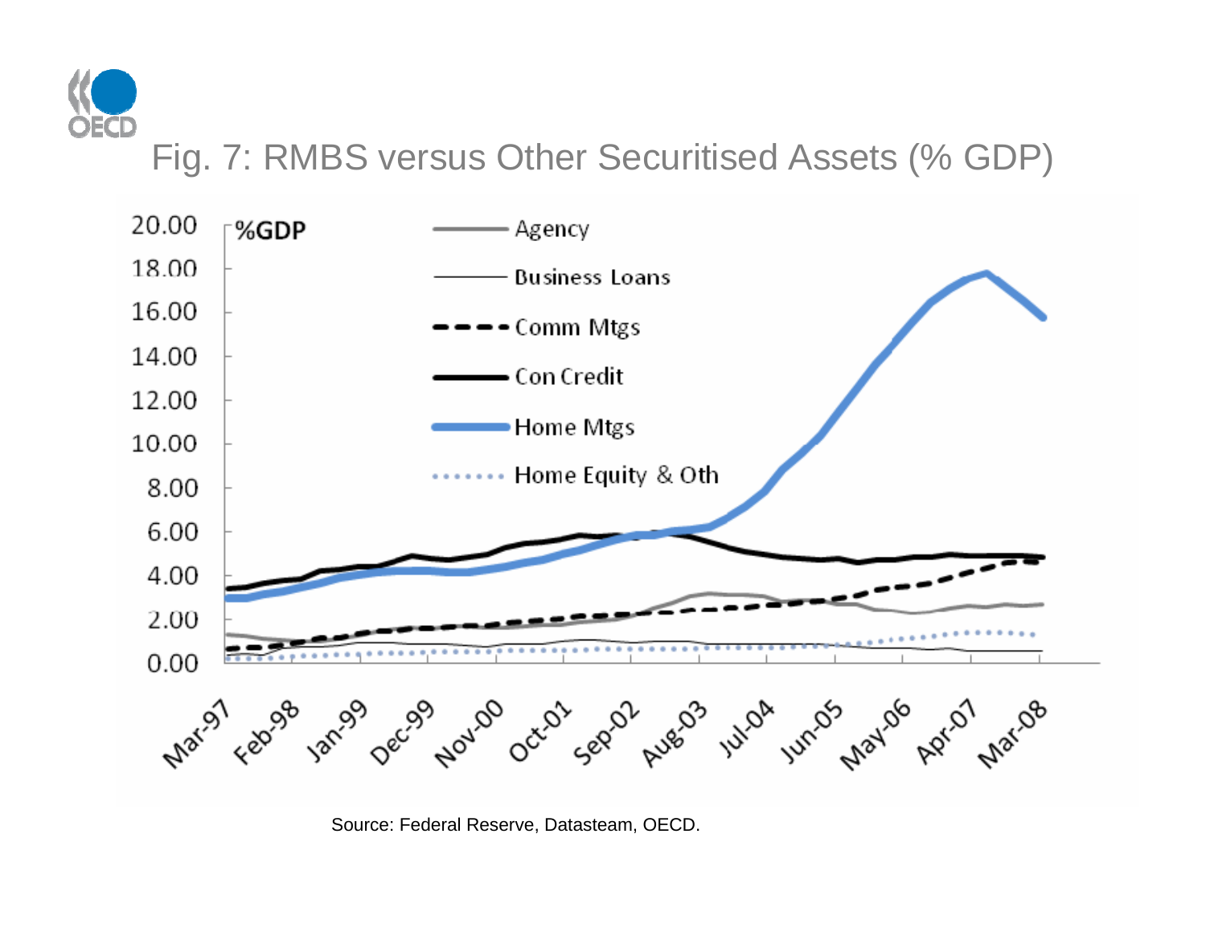# Fig. 7: RMBS versus Other Securitised Assets (% GDP)

Source: Federal Reserve, Datasteam, OECD.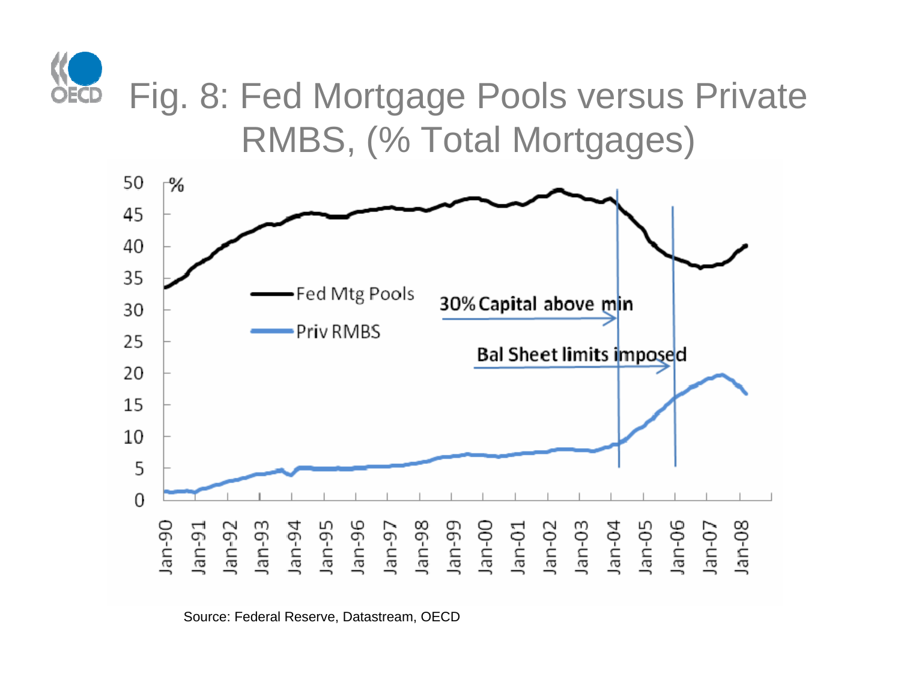# Fig. 8: Fed Mortgage Pools versus Private RMBS, (% Total Mortgages)

Source: Federal Reserve, Datastream, OECD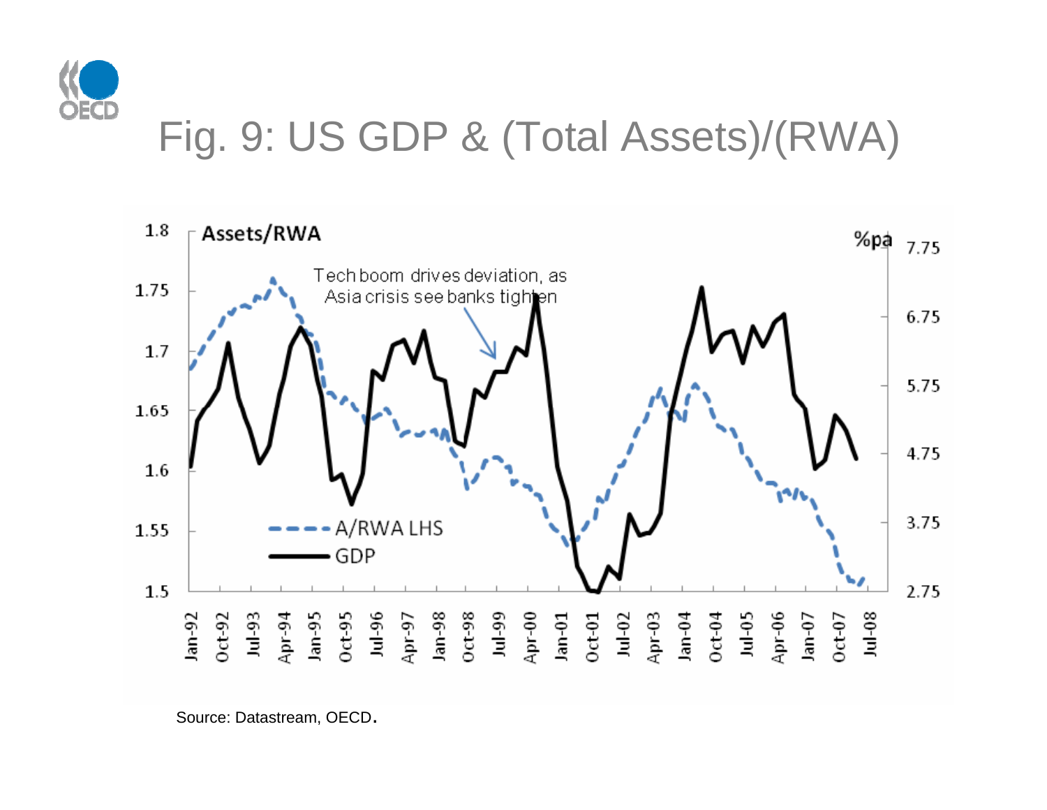# Fig. 9: US GDP & (Total Assets)/(RWA)

Source: Datastream, OECD.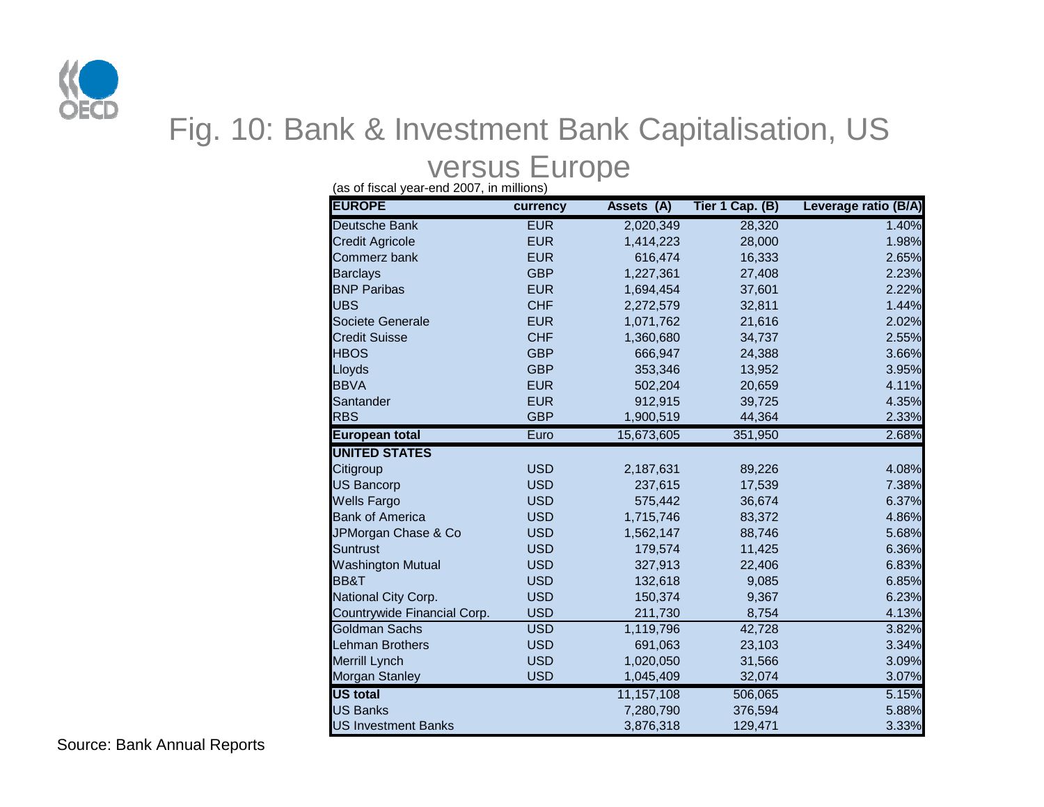# Fig. 10: Bank & Investment Bank Capitalisation, US versus Europe

(as of fiscal year-end 2007, in millions)

| EUROPE | currency | Assets (A) | Tier 1 Cap. (B) | Leverage ratio (B/A) |
|---|---|---|---|---|
| Deutsche Bank | EUR | 2,020,349 | 28,320 | 1.40% |
| Credit Agricole | EUR | 1,414,223 | 28,000 | 1.98% |
| Commerz bank | EUR | 616,474 | 16,333 | 2.65% |
| Barclays | GBP | 1,227,361 | 27,408 | 2.23% |
| BNP Paribas | EUR | 1,694,454 | 37,601 | 2.22% |
| UBS | CHF | 2,272,579 | 32,811 | 1.44% |
| Societe Generale | EUR | 1,071,762 | 21,616 | 2.02% |
| Credit Suisse | CHF | 1,360,680 | 34,737 | 2.55% |
| HBOS | GBP | 666,947 | 24,388 | 3.66% |
| Lloyds | GBP | 353,346 | 13,952 | 3.95% |
| BBVA | EUR | 502,204 | 20,659 | 4.11% |
| Santander | EUR | 912,915 | 39,725 | 4.35% |
| RBS | GBP | 1,900,519 | 44,364 | 2.33% |
| **European total** | Euro | 15,673,605 | 351,950 | 2.68% |
| **UNITED STATES** | | | | |
| Citigroup | USD | 2,187,631 | 89,226 | 4.08% |
| US Bancorp | USD | 237,615 | 17,539 | 7.38% |
| Wells Fargo | USD | 575,442 | 36,674 | 6.37% |
| Bank of America | USD | 1,715,746 | 83,372 | 4.86% |
| JPMorgan Chase & Co | USD | 1,562,147 | 88,746 | 5.68% |
| Suntrust | USD | 179,574 | 11,425 | 6.36% |
| Washington Mutual | USD | 327,913 | 22,406 | 6.83% |
| BB&T | USD | 132,618 | 9,085 | 6.85% |
| National City Corp. | USD | 150,374 | 9,367 | 6.23% |
| Countrywide Financial Corp. | USD | 211,730 | 8,754 | 4.13% |
| Goldman Sachs | USD | 1,119,796 | 42,728 | 3.82% |
| Lehman Brothers | USD | 691,063 | 23,103 | 3.34% |
| Merrill Lynch | USD | 1,020,050 | 31,566 | 3.09% |
| Morgan Stanley | USD | 1,045,409 | 32,074 | 3.07% |
| **US total** | | 11,157,108 | 506,065 | 5.15% |
| US Banks | | 7,280,790 | 376,594 | 5.88% |
| US Investment Banks | | 3,876,318 | 129,471 | 3.33% |

Source: Bank Annual Reports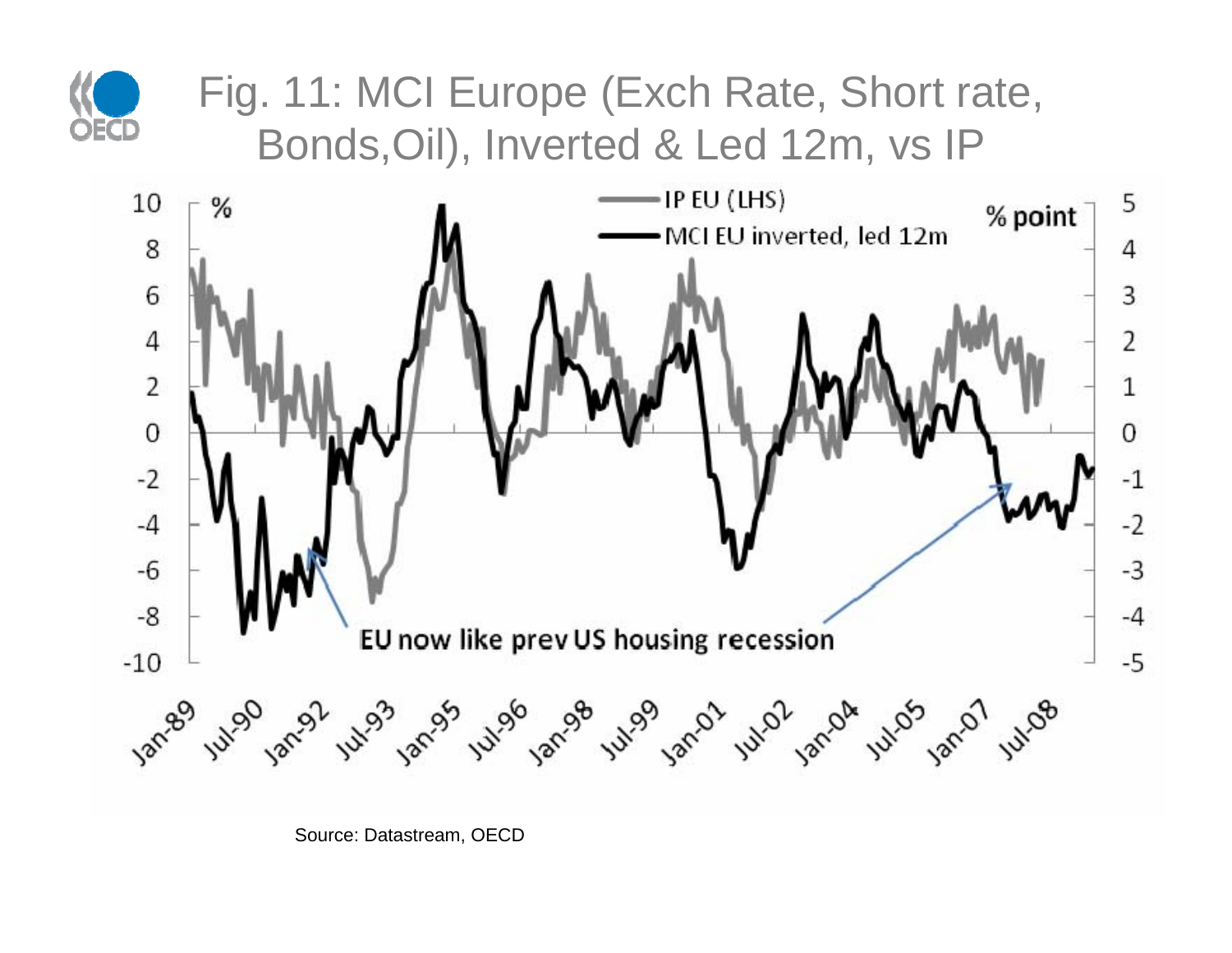# Fig. 11: MCI Europe (Exch Rate, Short rate, Bonds,Oil), Inverted & Led 12m, vs IP

Source: Datastream, OECD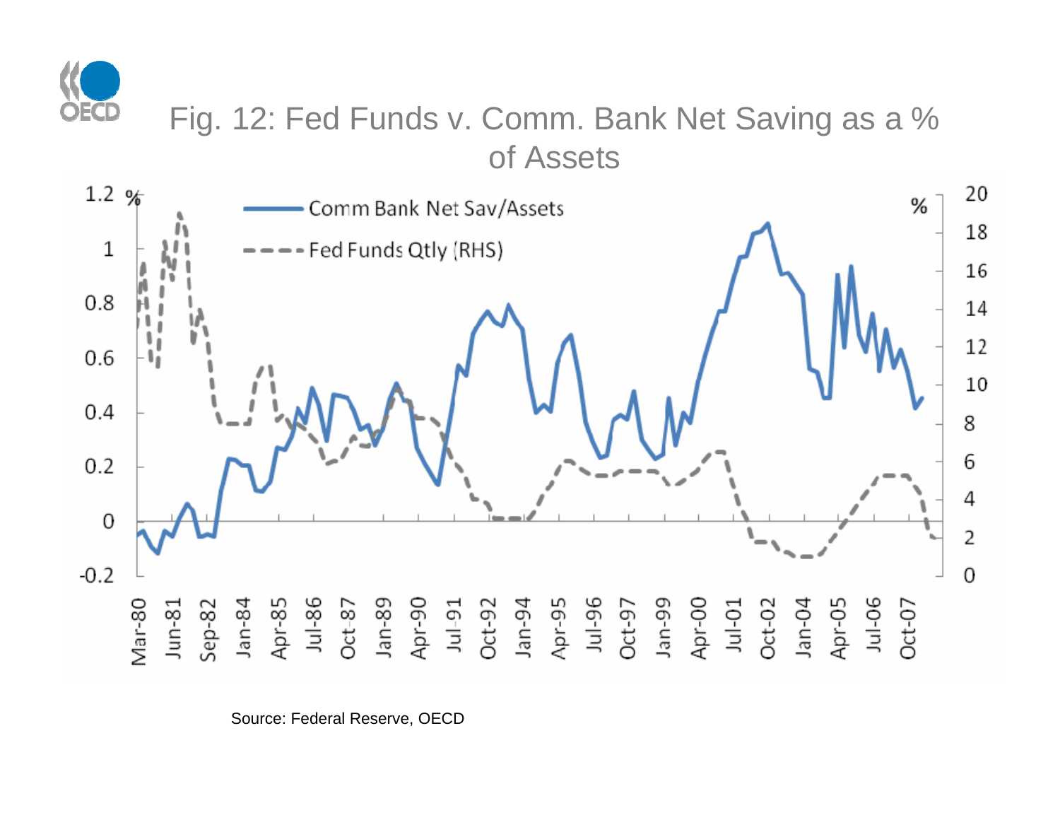# Fig. 12: Fed Funds v. Comm. Bank Net Saving as a % of Assets

Source: Federal Reserve, OECD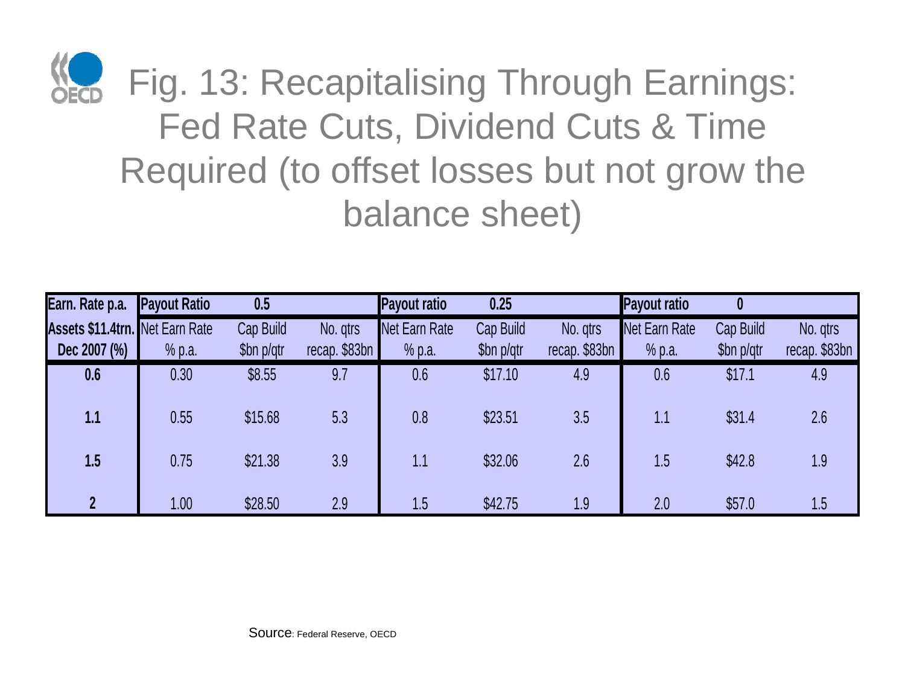# Fig. 13: Recapitalising Through Earnings: Fed Rate Cuts, Dividend Cuts & Time Required (to offset losses but not grow the balance sheet)

| Earn. Rate p.a. | Payout Ratio | 0.5 | | Payout ratio | 0.25 | | Payout ratio | 0 | |
|---|---|---|---|---|---|---|---|---|---|
| **Assets $11.4trn. Dec 2007 (%)** | Net Earn Rate % p.a. | Cap Build $bn p/qtr | No. qtrs recap. $83bn | Net Earn Rate % p.a. | Cap Build $bn p/qtr | No. qtrs recap. $83bn | Net Earn Rate % p.a. | Cap Build $bn p/qtr | No. qtrs recap. $83bn |
| **0.6** | 0.30 | $8.55 | 9.7 | 0.6 | $17.10 | 4.9 | 0.6 | $17.1 | 4.9 |
| **1.1** | 0.55 | $15.68 | 5.3 | 0.8 | $23.51 | 3.5 | 1.1 | $31.4 | 2.6 |
| **1.5** | 0.75 | $21.38 | 3.9 | 1.1 | $32.06 | 2.6 | 1.5 | $42.8 | 1.9 |
| **2** | 1.00 | $28.50 | 2.9 | 1.5 | $42.75 | 1.9 | 2.0 | $57.0 | 1.5 |

Source: Federal Reserve, OECD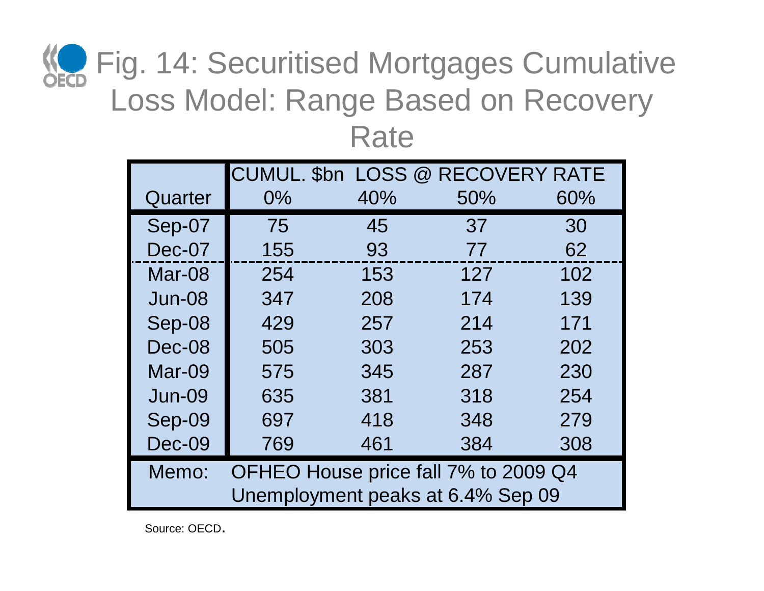# Fig. 14: Securitised Mortgages Cumulative Loss Model: Range Based on Recovery Rate

| | CUMUL. $bn LOSS @ RECOVERY RATE | | | |
|---|---|---|---|---|
| Quarter | 0% | 40% | 50% | 60% |
| Sep-07 | 75 | 45 | 37 | 30 |
| Dec-07 | 155 | 93 | 77 | 62 |
| Mar-08 | 254 | 153 | 127 | 102 |
| Jun-08 | 347 | 208 | 174 | 139 |
| Sep-08 | 429 | 257 | 214 | 171 |
| Dec-08 | 505 | 303 | 253 | 202 |
| Mar-09 | 575 | 345 | 287 | 230 |
| Jun-09 | 635 | 381 | 318 | 254 |
| Sep-09 | 697 | 418 | 348 | 279 |
| Dec-09 | 769 | 461 | 384 | 308 |
| Memo: | OFHEO House price fall 7% to 2009 Q4 | | | |
| | Unemployment peaks at 6.4% Sep 09 | | | |

Source: OECD.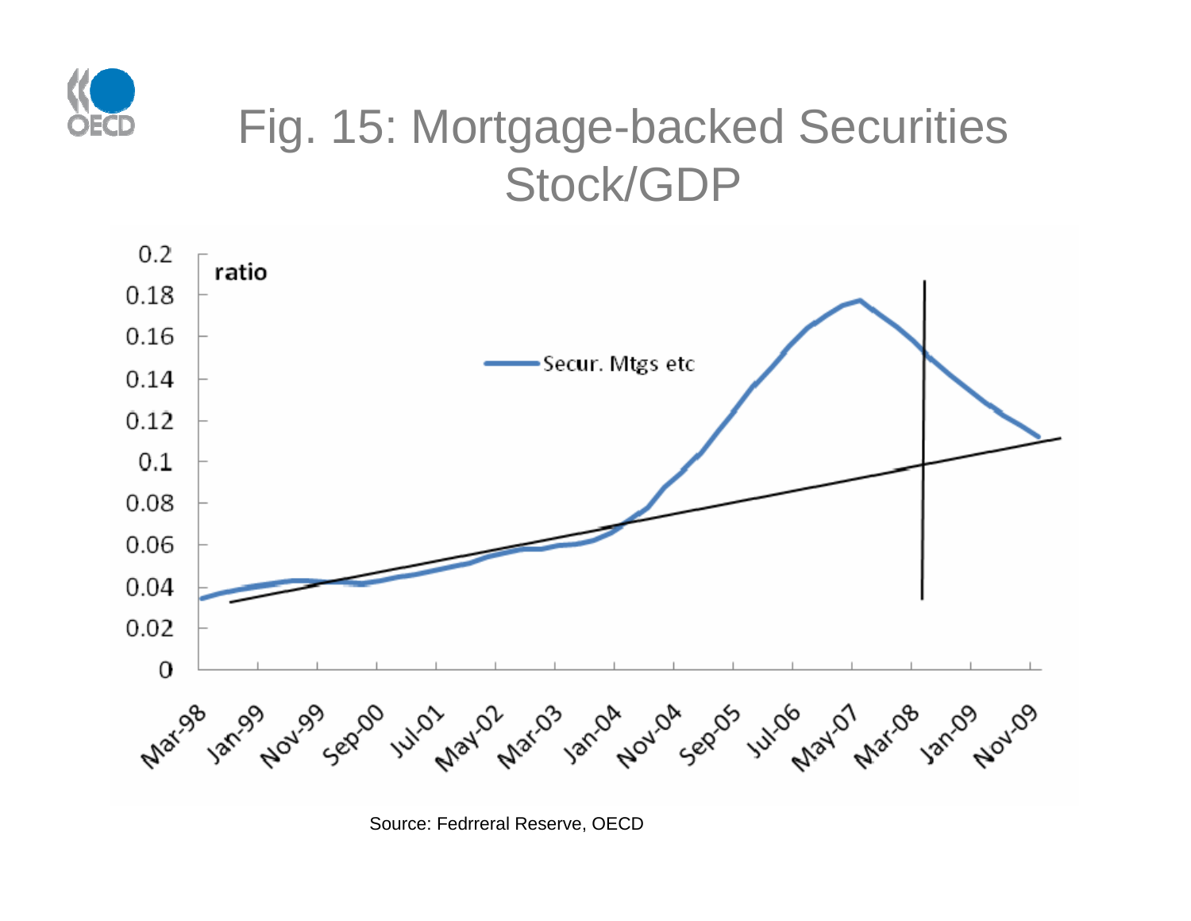# Fig. 15: Mortgage-backed Securities Stock/GDP

Source: Fedrreral Reserve, OECD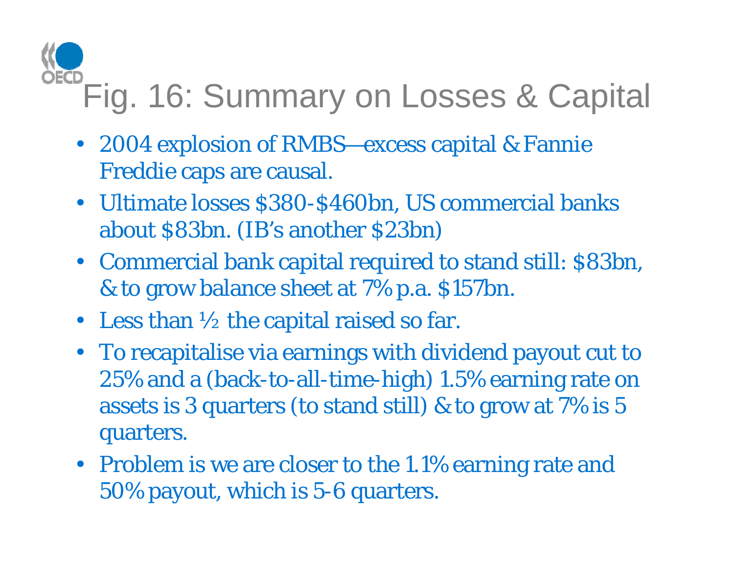# Fig. 16: Summary on Losses & Capital

- 2004 explosion of RMBS—excess capital & Fannie Freddie caps are causal.
- Ultimate losses $380-$460bn, US commercial banks about $83bn. (IB's another $23bn)
- Commercial bank capital required to stand still: $83bn, & to grow balance sheet at 7% p.a. $157bn.
- Less than ½ the capital raised so far.
- To recapitalise via earnings with dividend payout cut to 25% and a (back-to-all-time-high) 1.5% earning rate on assets is 3 quarters (to stand still) & to grow at 7% is 5 quarters.
- Problem is we are closer to the 1.1% earning rate and 50% payout, which is 5-6 quarters.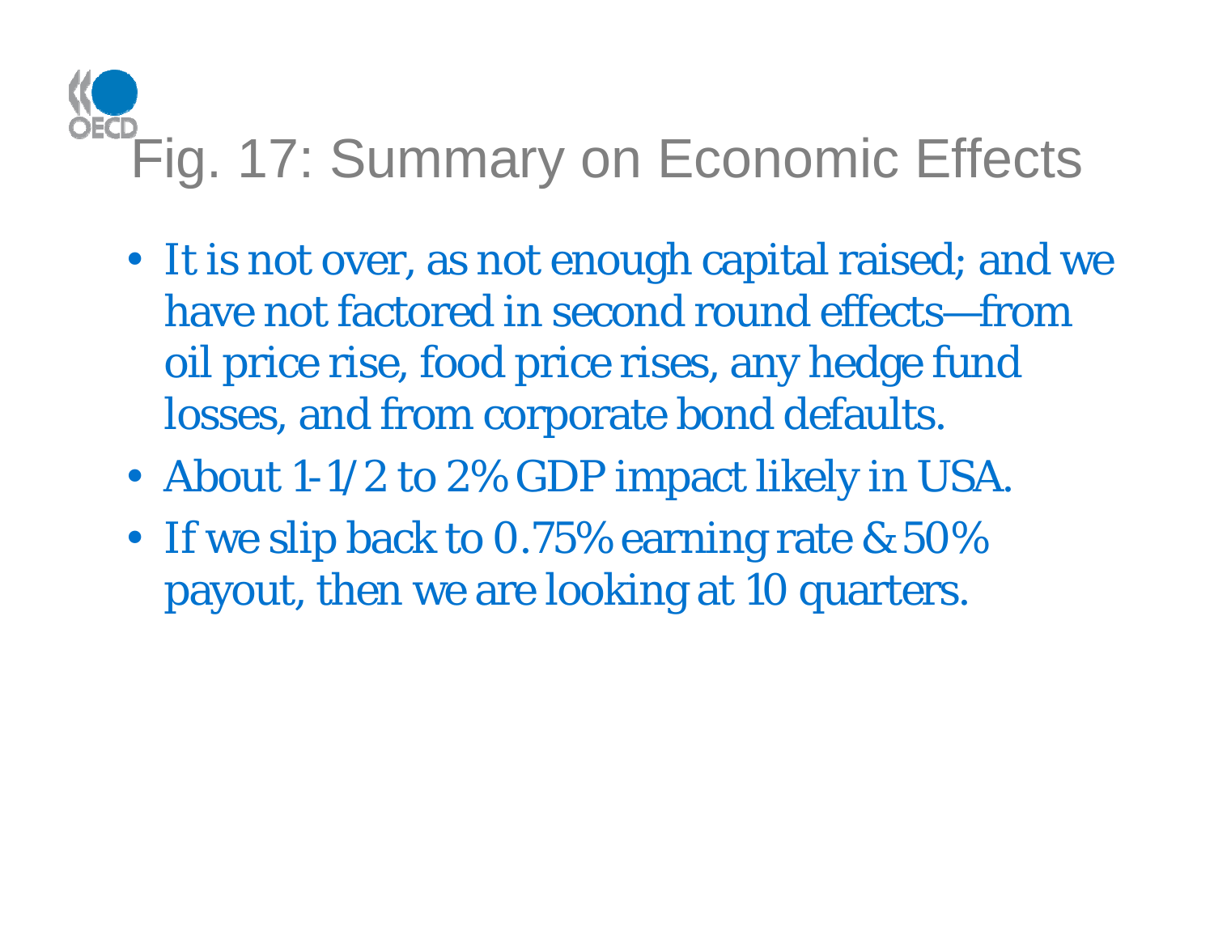# Fig. 17: Summary on Economic Effects

- It is not over, as not enough capital raised; and we have not factored in second round effects—from oil price rise, food price rises, any hedge fund losses, and from corporate bond defaults.
- About 1-1/2 to 2% GDP impact likely in USA.
- If we slip back to 0.75% earning rate & 50% payout, then we are looking at 10 quarters.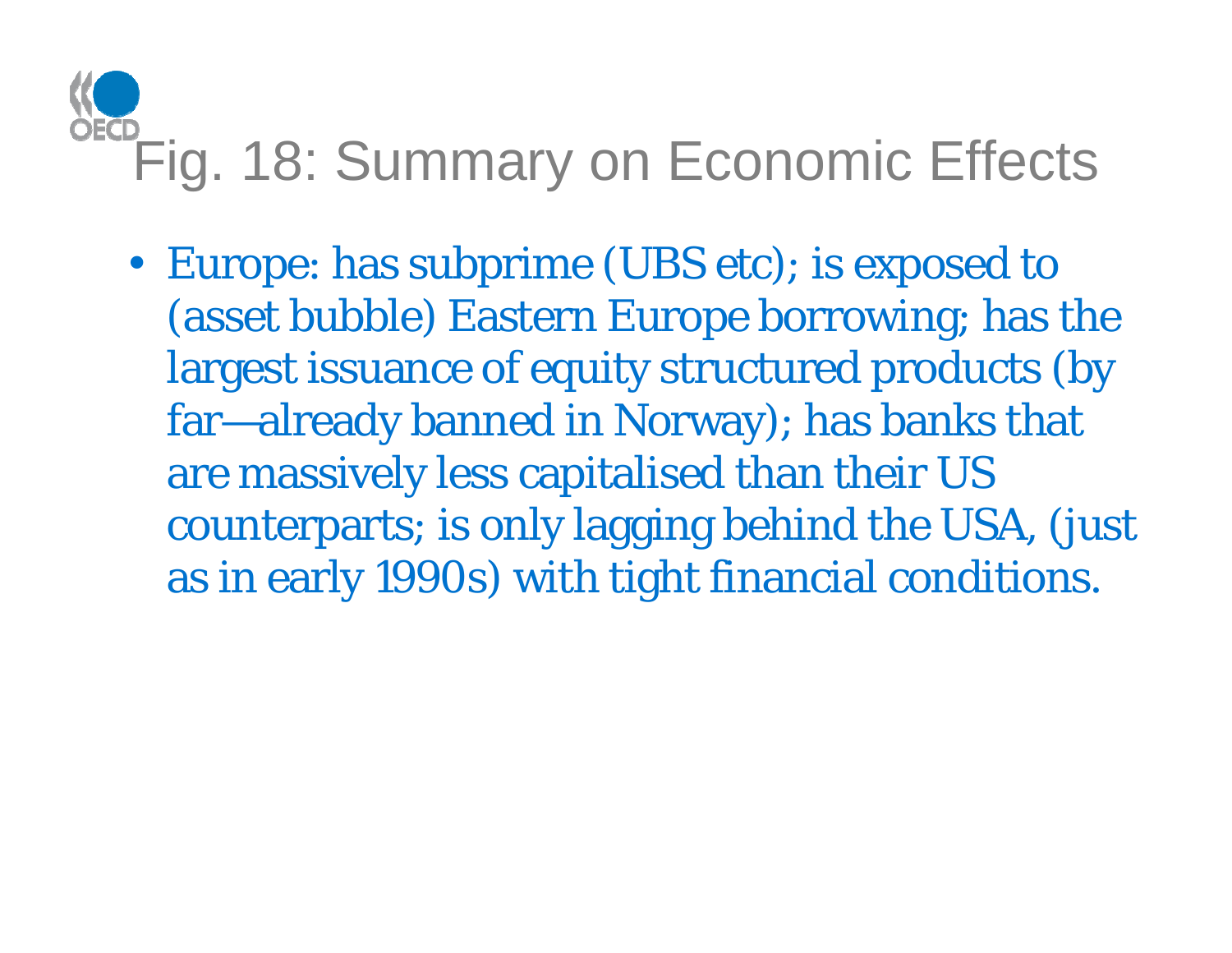# Fig. 18: Summary on Economic Effects

- Europe: has subprime (UBS etc); is exposed to (asset bubble) Eastern Europe borrowing; has the largest issuance of equity structured products (by far—already banned in Norway); has banks that are massively less capitalised than their US counterparts; is only lagging behind the USA, (just as in early 1990s) with tight financial conditions.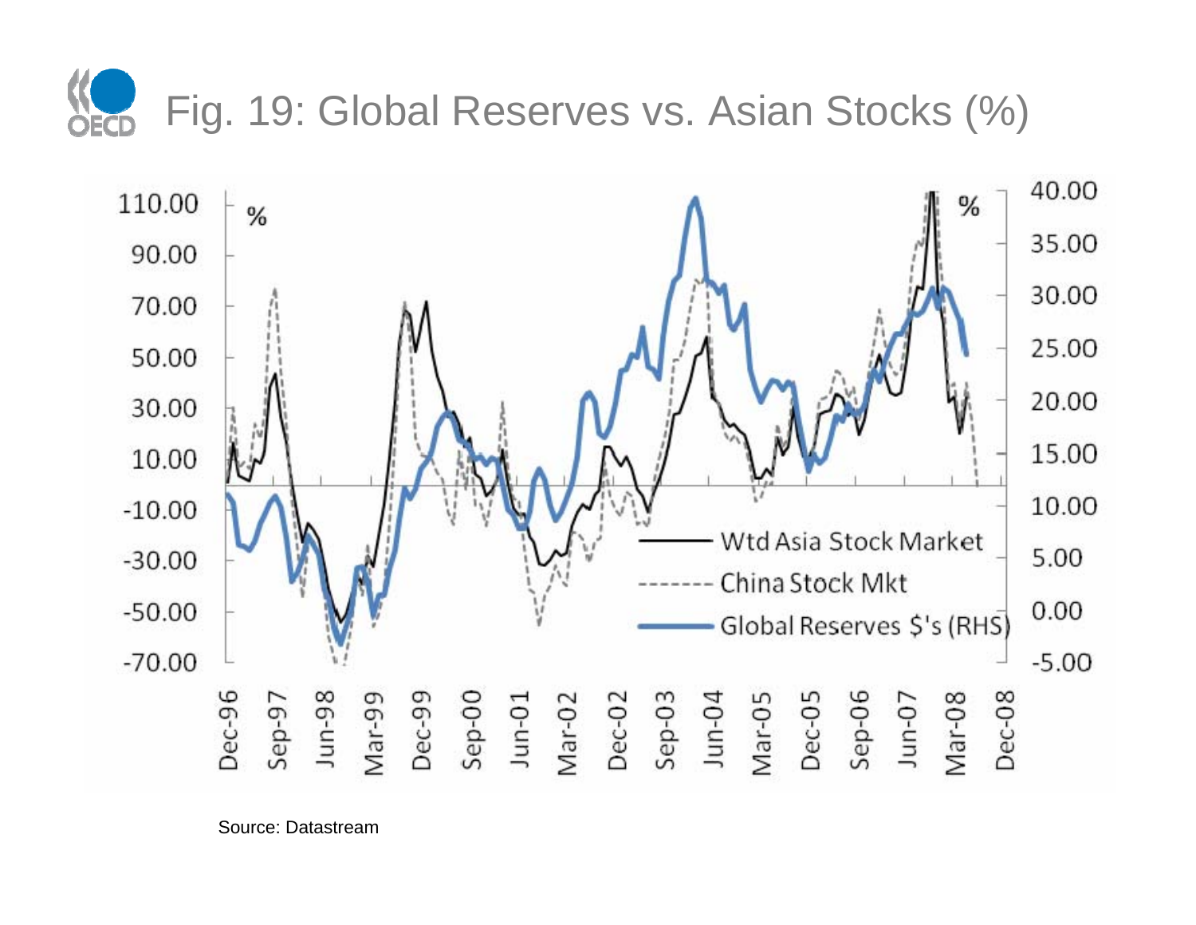# Fig. 19: Global Reserves vs. Asian Stocks (%)

Source: Datastream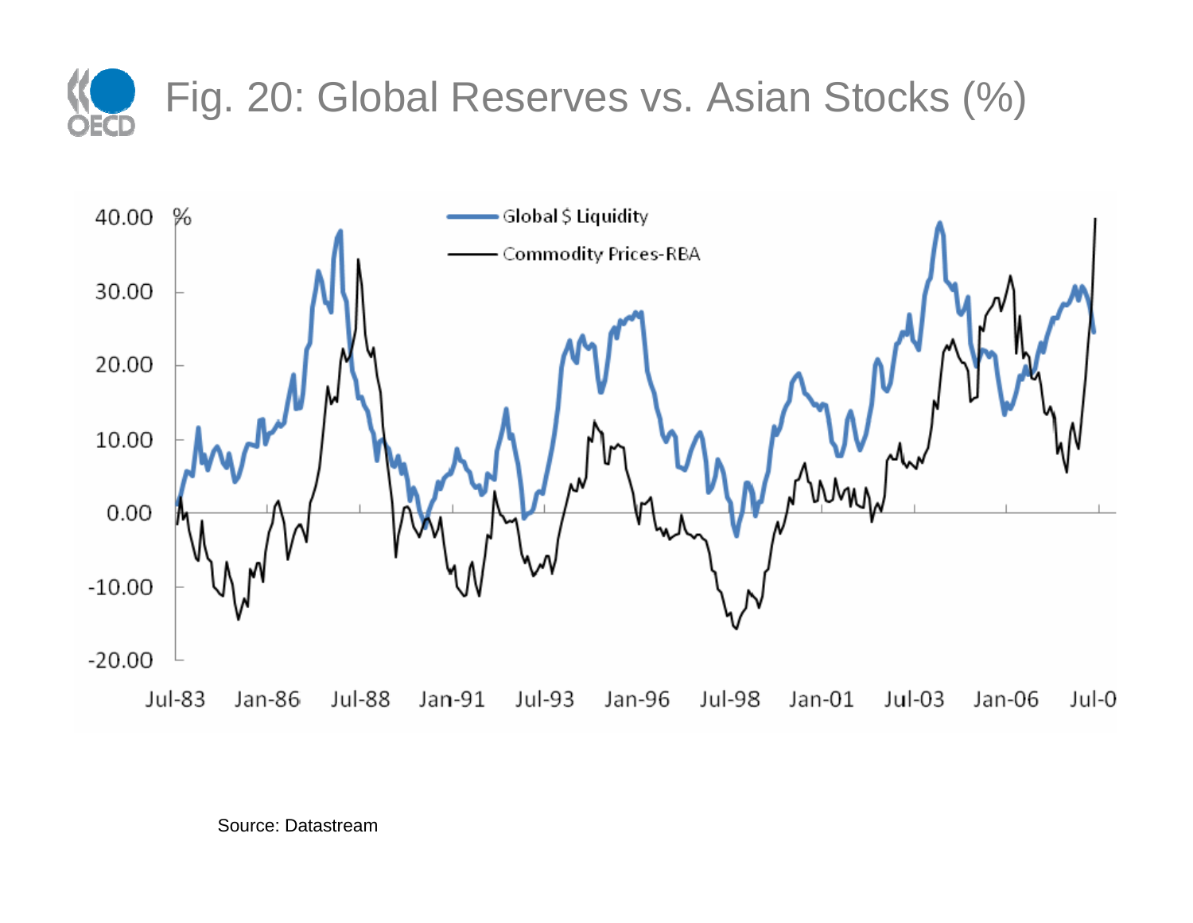# Fig. 20: Global Reserves vs. Asian Stocks (%)

Source: Datastream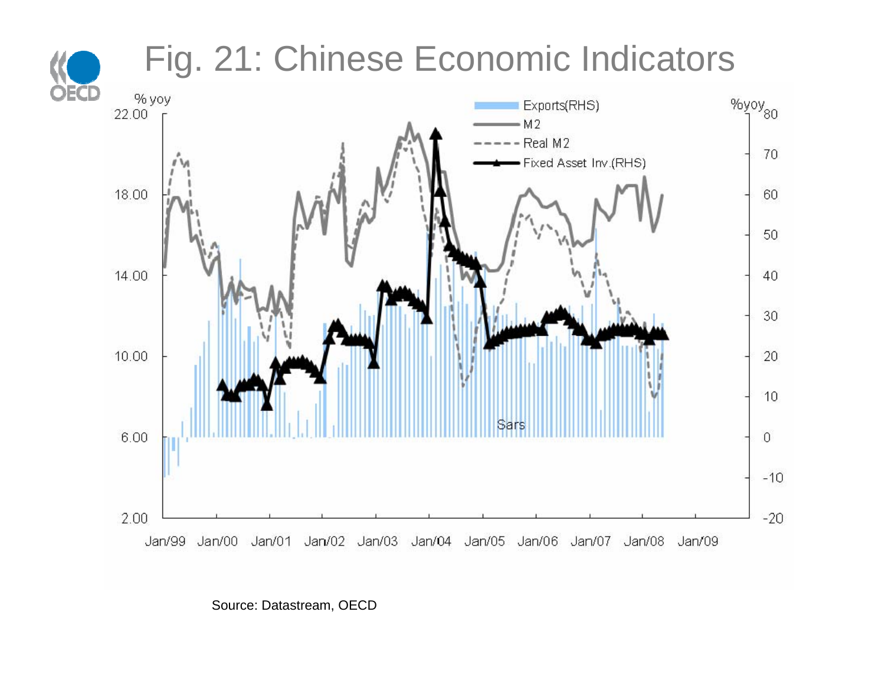# Fig. 21: Chinese Economic Indicators

Source: Datastream, OECD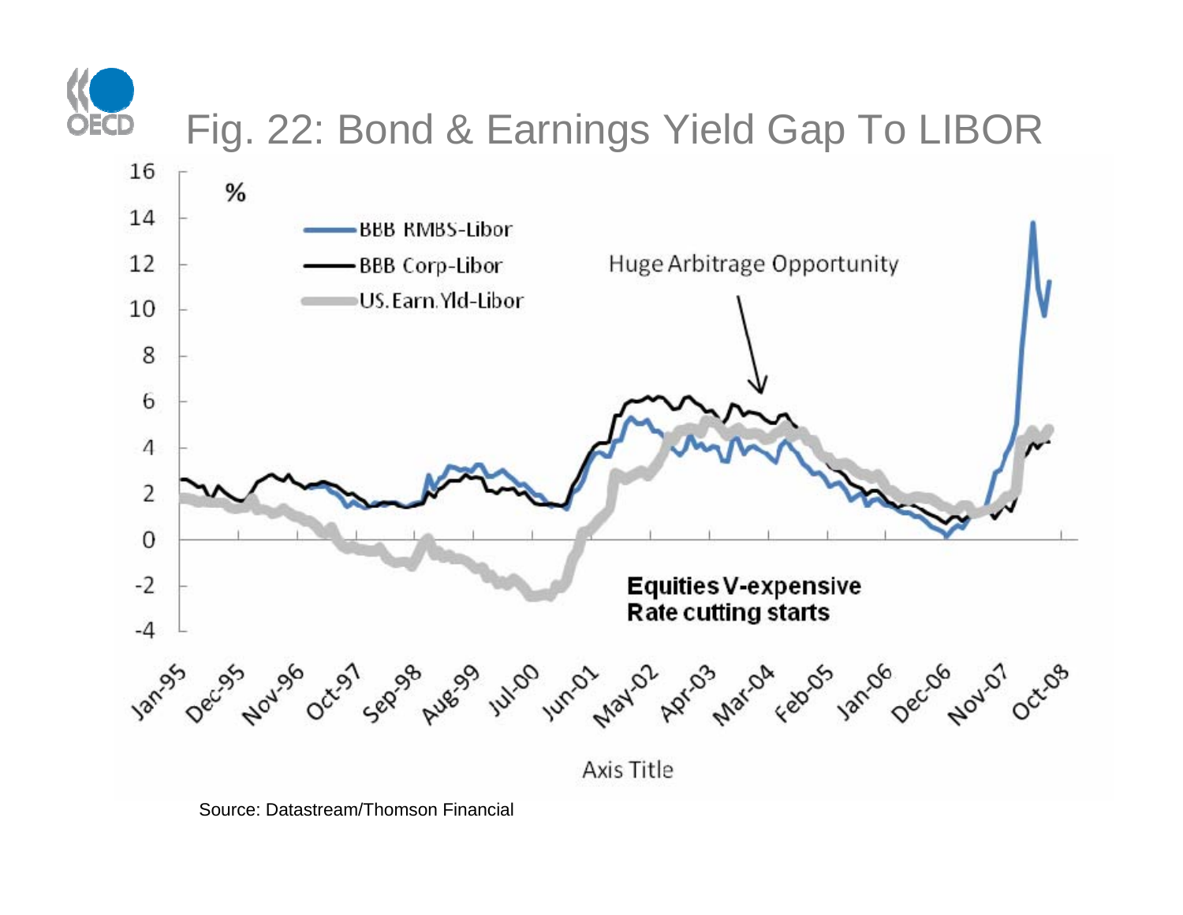## Fig. 22: Bond & Earnings Yield Gap To LIBOR

Source: Datastream/Thomson Financial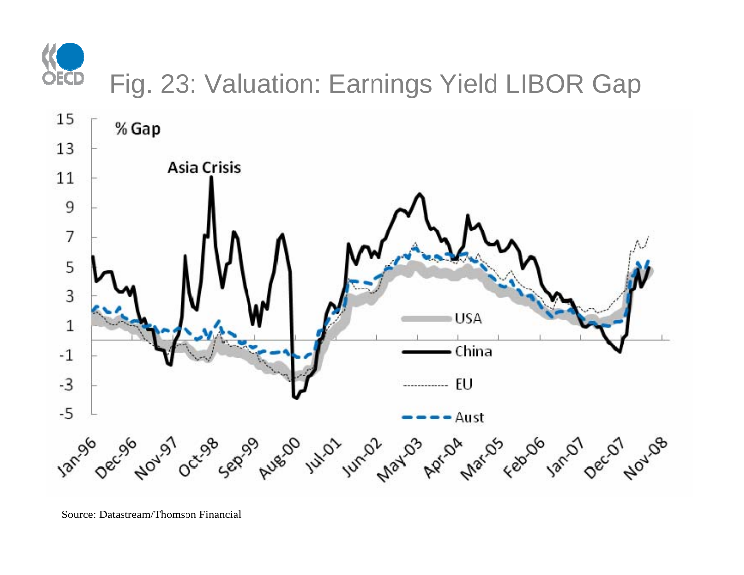# Fig. 23: Valuation: Earnings Yield LIBOR Gap

Source: Datastream/Thomson Financial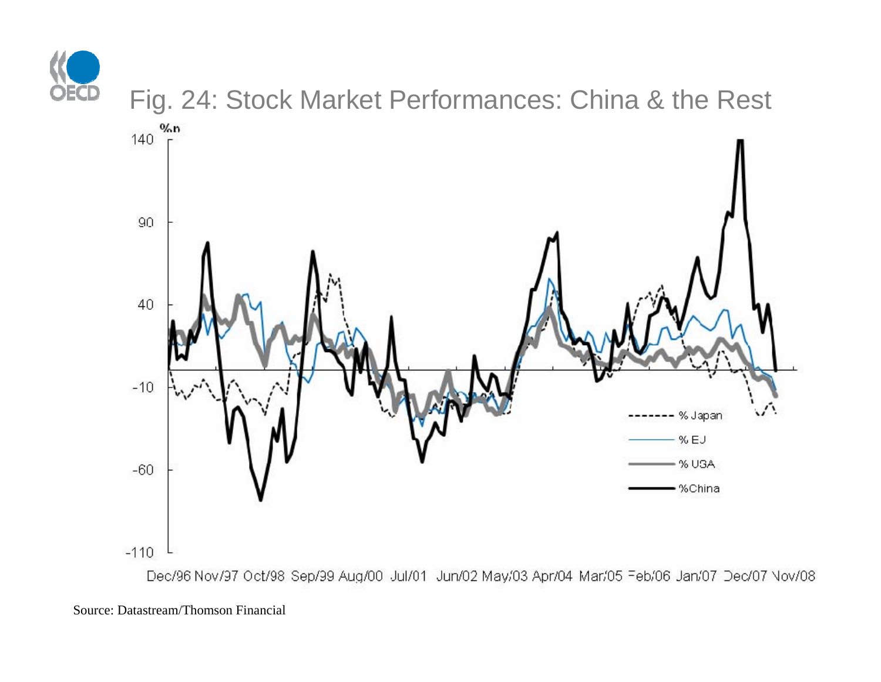# Fig. 24: Stock Market Performances: China & the Rest

%n

140

90

40

-10

-60

-110

Dec/96 Nov/97 Oct/98 Sep/99 Aug/00 Jul/01 Jun/02 May/03 Apr/04 Mar/05 Feb/06 Jan/07 Dec/07 Nov/08

% Japan

% EJ

% USA

%China

Source: Datastream/Thomson Financial